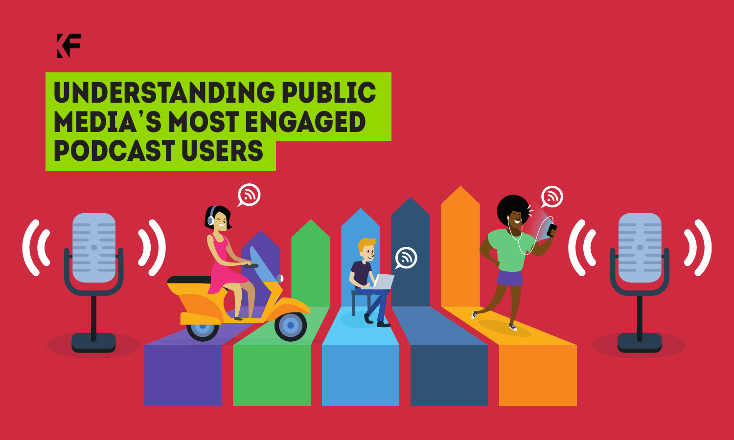KF

# UNDERSTANDING PUBLIC MEDIA'S MOST ENGAGED PODCAST USERS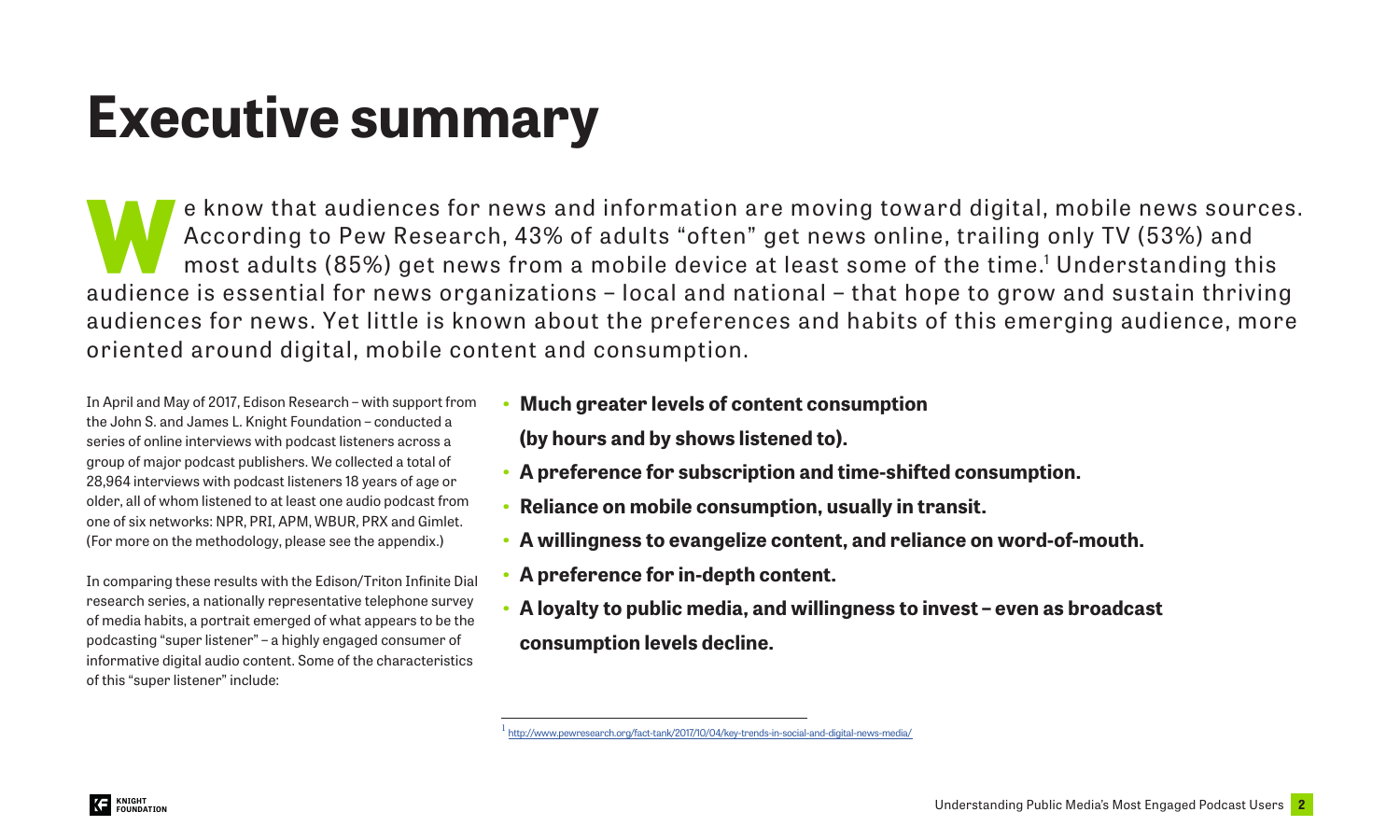# Executive summary

We know that audiences for news and information are moving toward digital, mobile news sources. According to Pew Research, 43% of adults "often" get news online, trailing only TV (53%) and most adults (85%) get news from a mobile device at least some of the time.[1] Understanding this audience is essential for news organizations – local and national – that hope to grow and sustain thriving audiences for news. Yet little is known about the preferences and habits of this emerging audience, more oriented around digital, mobile content and consumption.

In April and May of 2017, Edison Research – with support from the John S. and James L. Knight Foundation – conducted a series of online interviews with podcast listeners across a group of major podcast publishers. We collected a total of 28,964 interviews with podcast listeners 18 years of age or older, all of whom listened to at least one audio podcast from one of six networks: NPR, PRI, APM, WBUR, PRX and Gimlet. (For more on the methodology, please see the appendix.)

In comparing these results with the Edison/Triton Infinite Dial research series, a nationally representative telephone survey of media habits, a portrait emerged of what appears to be the podcasting "super listener" – a highly engaged consumer of informative digital audio content. Some of the characteristics of this "super listener" include:

- **Much greater levels of content consumption (by hours and by shows listened to).**
- **A preference for subscription and time-shifted consumption.**
- **Reliance on mobile consumption, usually in transit.**
- **A willingness to evangelize content, and reliance on word-of-mouth.**
- **A preference for in-depth content.**
- **A loyalty to public media, and willingness to invest – even as broadcast consumption levels decline.**

[1] http://www.pewresearch.org/fact-tank/2017/10/04/key-trends-in-social-and-digital-news-media/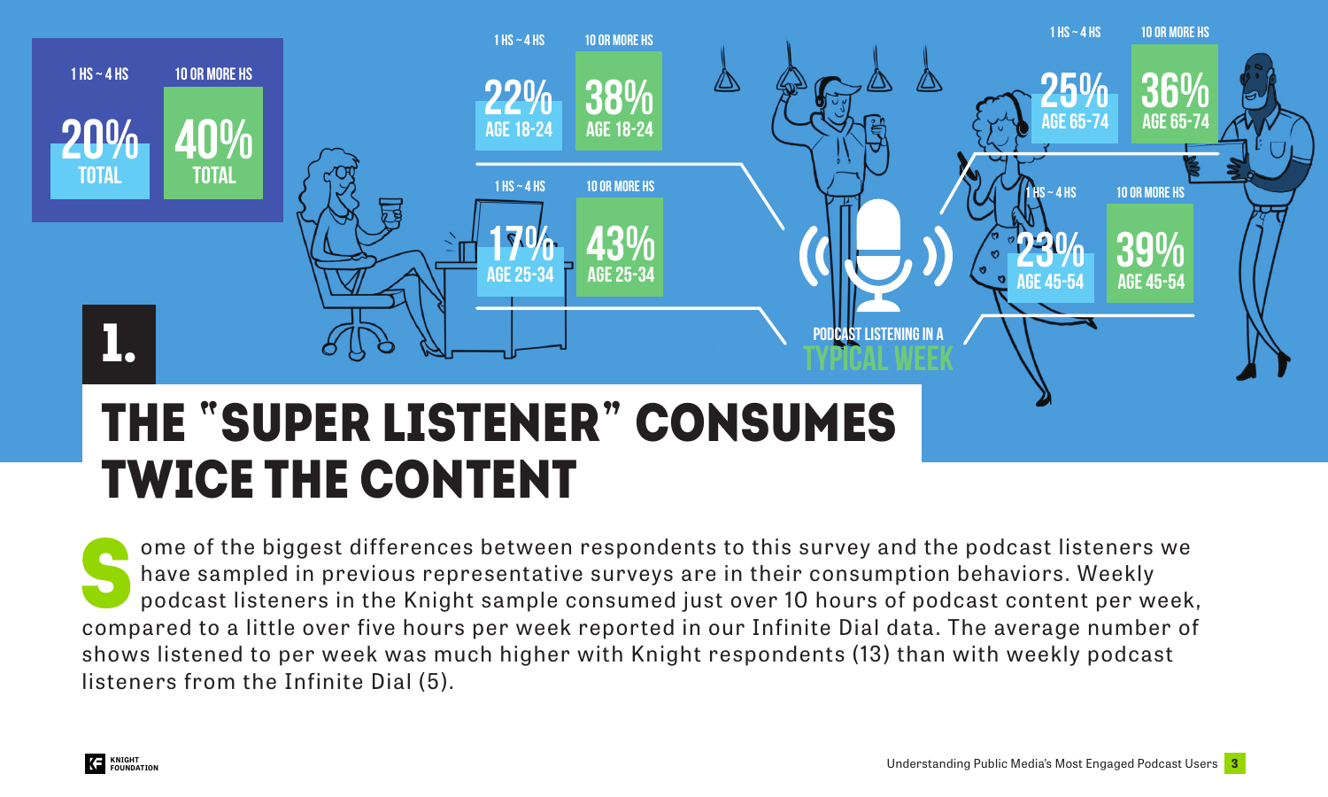| | 1 HS ~ 4 HS | 10 OR MORE HS |
| --- | --- | --- |
| TOTAL | 20% | 40% |
| AGE 18-24 | 22% | 38% |
| AGE 25-34 | 17% | 43% |
| AGE 45-54 | 23% | 39% |
| AGE 65-74 | 25% | 36% |

PODCAST LISTENING IN A TYPICAL WEEK

# 1. THE "SUPER LISTENER" CONSUMES TWICE THE CONTENT

Some of the biggest differences between respondents to this survey and the podcast listeners we have sampled in previous representative surveys are in their consumption behaviors. Weekly podcast listeners in the Knight sample consumed just over 10 hours of podcast content per week, compared to a little over five hours per week reported in our Infinite Dial data. The average number of shows listened to per week was much higher with Knight respondents (13) than with weekly podcast listeners from the Infinite Dial (5).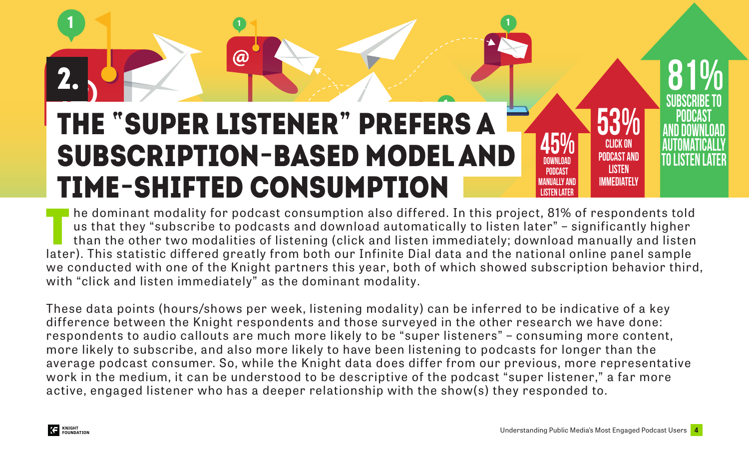## 2. THE "SUPER LISTENER" PREFERS A SUBSCRIPTION-BASED MODEL AND TIME-SHIFTED CONSUMPTION

**45%** DOWNLOAD PODCAST MANUALLY AND LISTEN LATER

**53%** CLICK ON PODCAST AND LISTEN IMMEDIATELY

**81%** SUBSCRIBE TO PODCAST AND DOWNLOAD AUTOMATICALLY TO LISTEN LATER

The dominant modality for podcast consumption also differed. In this project, 81% of respondents told us that they "subscribe to podcasts and download automatically to listen later" – significantly higher than the other two modalities of listening (click and listen immediately; download manually and listen later). This statistic differed greatly from both our Infinite Dial data and the national online panel sample we conducted with one of the Knight partners this year, both of which showed subscription behavior third, with "click and listen immediately" as the dominant modality.

These data points (hours/shows per week, listening modality) can be inferred to be indicative of a key difference between the Knight respondents and those surveyed in the other research we have done: respondents to audio callouts are much more likely to be "super listeners" – consuming more content, more likely to subscribe, and also more likely to have been listening to podcasts for longer than the average podcast consumer. So, while the Knight data does differ from our previous, more representative work in the medium, it can be understood to be descriptive of the podcast "super listener," a far more active, engaged listener who has a deeper relationship with the show(s) they responded to.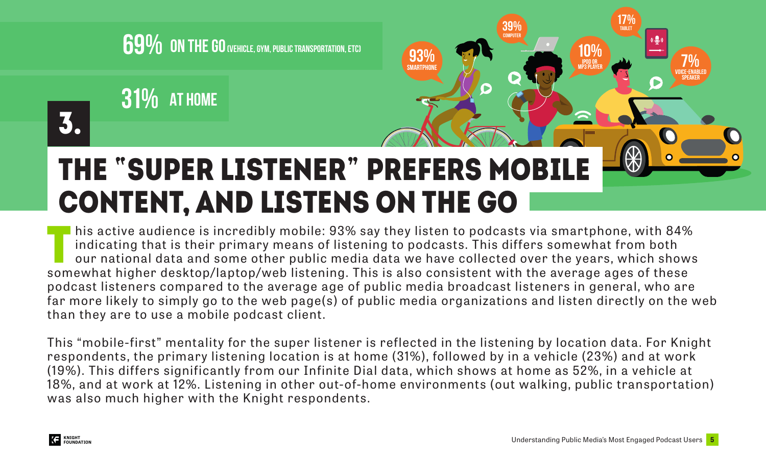69% ON THE GO (VEHICLE, GYM, PUBLIC TRANSPORTATION, ETC)

31% AT HOME

93% SMARTPHONE

39% COMPUTER

10% IPOD OR MP3 PLAYER

17% TABLET

7% VOICE-ENABLED SPEAKER

# 3. THE "SUPER LISTENER" PREFERS MOBILE CONTENT, AND LISTENS ON THE GO

This active audience is incredibly mobile: 93% say they listen to podcasts via smartphone, with 84% indicating that is their primary means of listening to podcasts. This differs somewhat from both our national data and some other public media data we have collected over the years, which shows somewhat higher desktop/laptop/web listening. This is also consistent with the average ages of these podcast listeners compared to the average age of public media broadcast listeners in general, who are far more likely to simply go to the web page(s) of public media organizations and listen directly on the web than they are to use a mobile podcast client.

This "mobile-first" mentality for the super listener is reflected in the listening by location data. For Knight respondents, the primary listening location is at home (31%), followed by in a vehicle (23%) and at work (19%). This differs significantly from our Infinite Dial data, which shows at home as 52%, in a vehicle at 18%, and at work at 12%. Listening in other out-of-home environments (out walking, public transportation) was also much higher with the Knight respondents.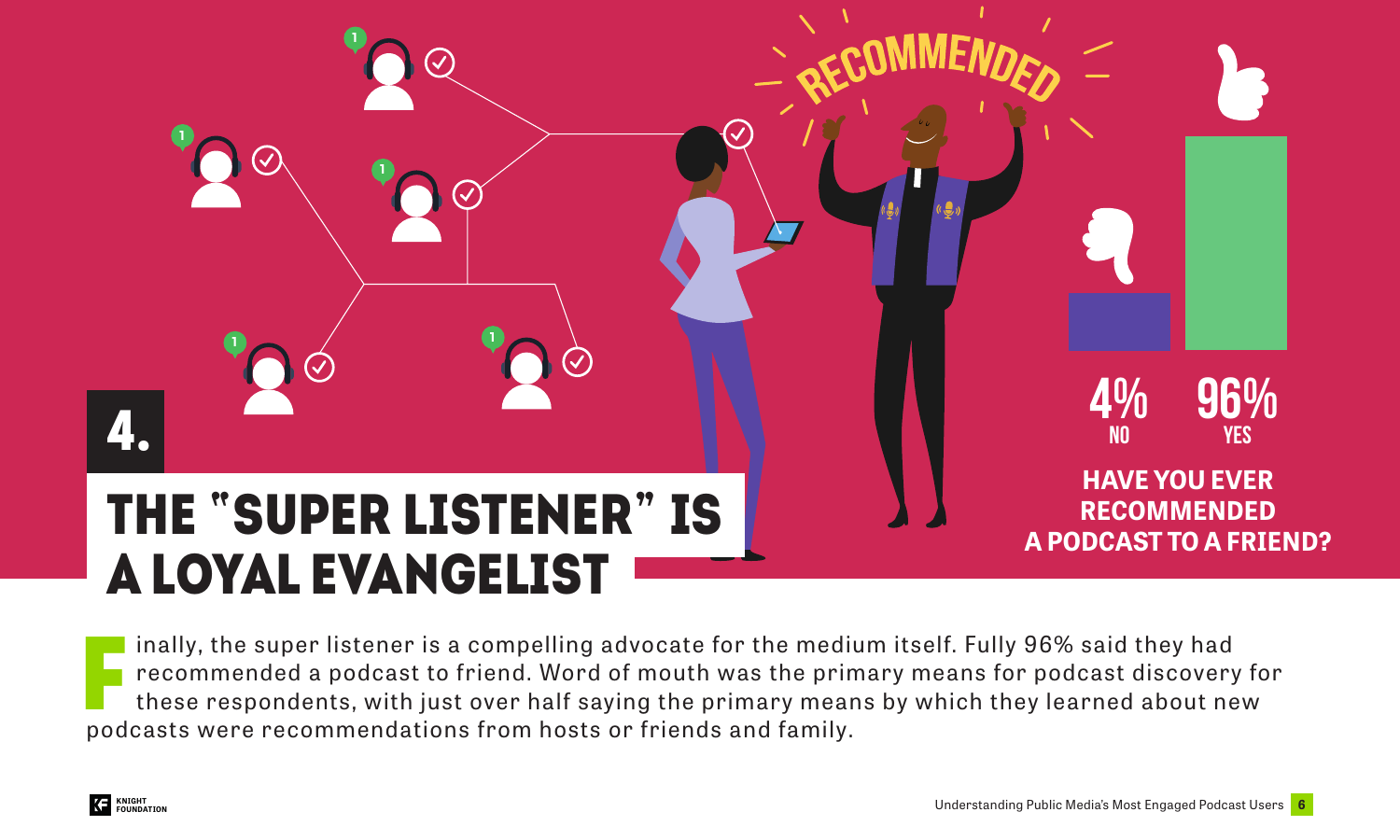## 4. THE "SUPER LISTENER" IS A LOYAL EVANGELIST

RECOMMENDED

4% NO

96% YES

**HAVE YOU EVER RECOMMENDED A PODCAST TO A FRIEND?**

Finally, the super listener is a compelling advocate for the medium itself. Fully 96% said they had recommended a podcast to friend. Word of mouth was the primary means for podcast discovery for these respondents, with just over half saying the primary means by which they learned about new podcasts were recommendations from hosts or friends and family.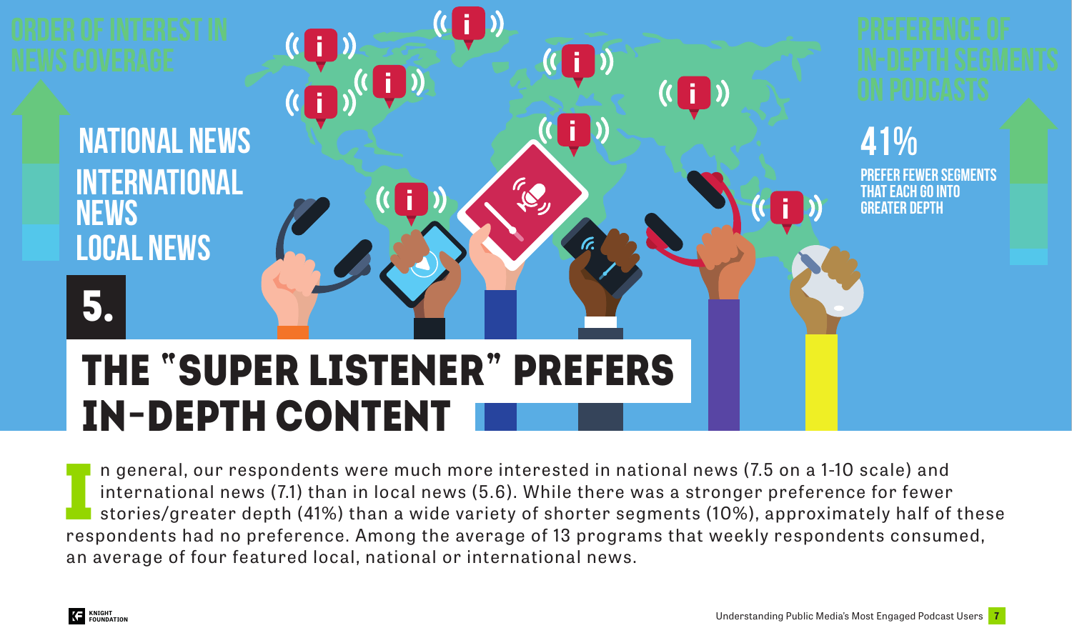# 5. THE "SUPER LISTENER" PREFERS IN-DEPTH CONTENT

**ORDER OF INTEREST IN NEWS COVERAGE**

- NATIONAL NEWS
- INTERNATIONAL NEWS
- LOCAL NEWS

**PREFERENCE OF IN-DEPTH SEGMENTS ON PODCASTS**

**41%** PREFER FEWER SEGMENTS THAT EACH GO INTO GREATER DEPTH

In general, our respondents were much more interested in national news (7.5 on a 1-10 scale) and international news (7.1) than in local news (5.6). While there was a stronger preference for fewer stories/greater depth (41%) than a wide variety of shorter segments (10%), approximately half of these respondents had no preference. Among the average of 13 programs that weekly respondents consumed, an average of four featured local, national or international news.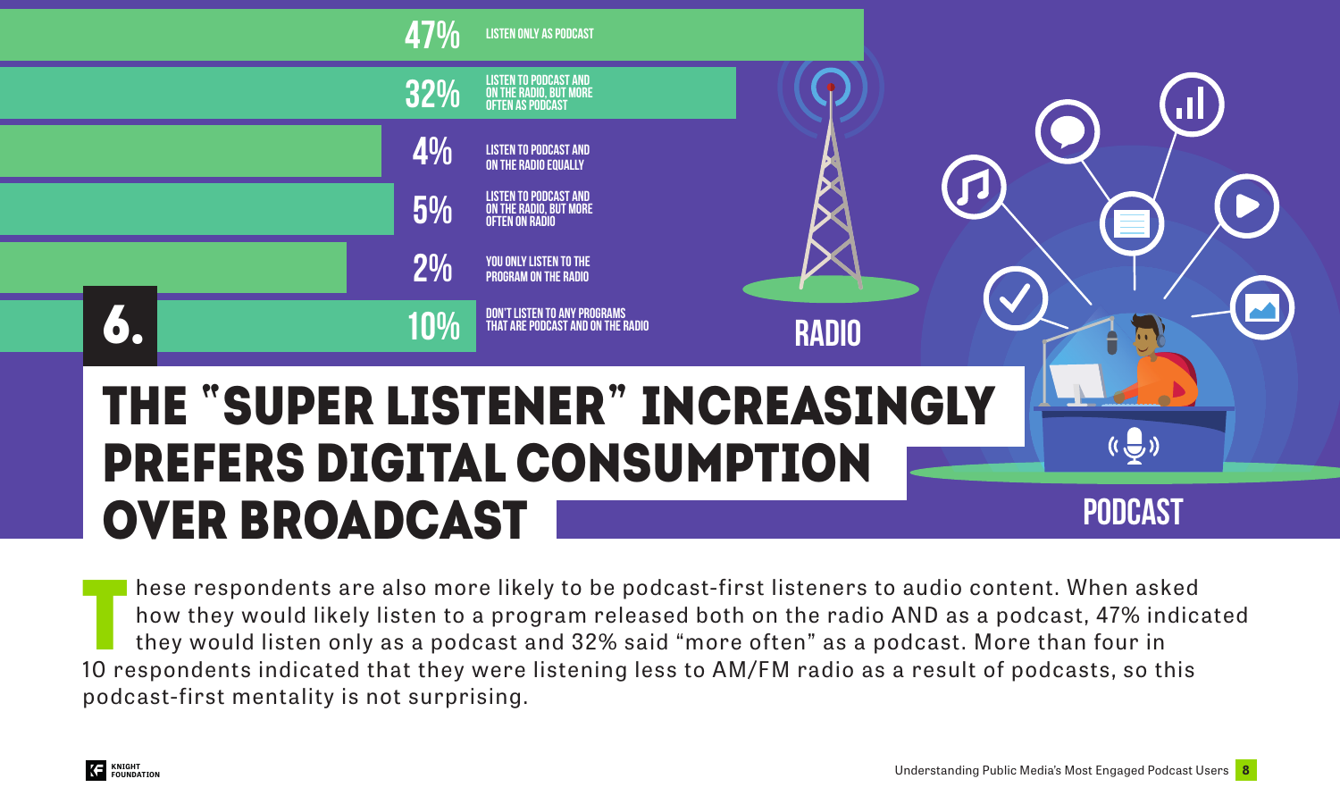| % | Response |
|---|---|
| 47% | LISTEN ONLY AS PODCAST |
| 32% | LISTEN TO PODCAST AND ON THE RADIO, BUT MORE OFTEN AS PODCAST |
| 4% | LISTEN TO PODCAST AND ON THE RADIO EQUALLY |
| 5% | LISTEN TO PODCAST AND ON THE RADIO, BUT MORE OFTEN ON RADIO |
| 2% | YOU ONLY LISTEN TO THE PROGRAM ON THE RADIO |
| 10% | DON'T LISTEN TO ANY PROGRAMS THAT ARE PODCAST AND ON THE RADIO |

RADIO

PODCAST

# 6. THE "SUPER LISTENER" INCREASINGLY PREFERS DIGITAL CONSUMPTION OVER BROADCAST

These respondents are also more likely to be podcast-first listeners to audio content. When asked how they would likely listen to a program released both on the radio AND as a podcast, 47% indicated they would listen only as a podcast and 32% said "more often" as a podcast. More than four in 10 respondents indicated that they were listening less to AM/FM radio as a result of podcasts, so this podcast-first mentality is not surprising.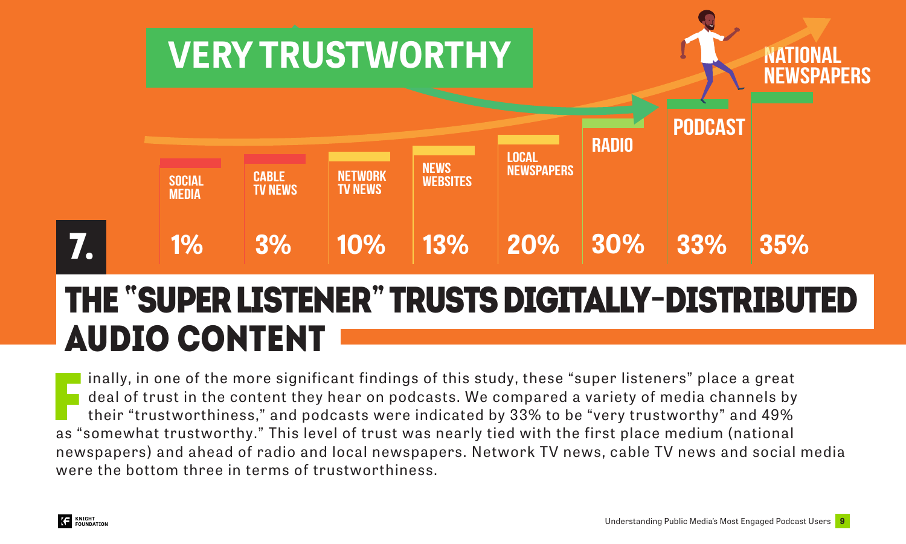## VERY TRUSTWORTHY

| Social Media | Cable TV News | Network TV News | News Websites | Local Newspapers | Radio | Podcast | National Newspapers |
|---|---|---|---|---|---|---|---|
| 1% | 3% | 10% | 13% | 20% | 30% | 33% | 35% |

# 7. THE "SUPER LISTENER" TRUSTS DIGITALLY-DISTRIBUTED AUDIO CONTENT

Finally, in one of the more significant findings of this study, these "super listeners" place a great deal of trust in the content they hear on podcasts. We compared a variety of media channels by their "trustworthiness," and podcasts were indicated by 33% to be "very trustworthy" and 49% as "somewhat trustworthy." This level of trust was nearly tied with the first place medium (national newspapers) and ahead of radio and local newspapers. Network TV news, cable TV news and social media were the bottom three in terms of trustworthiness.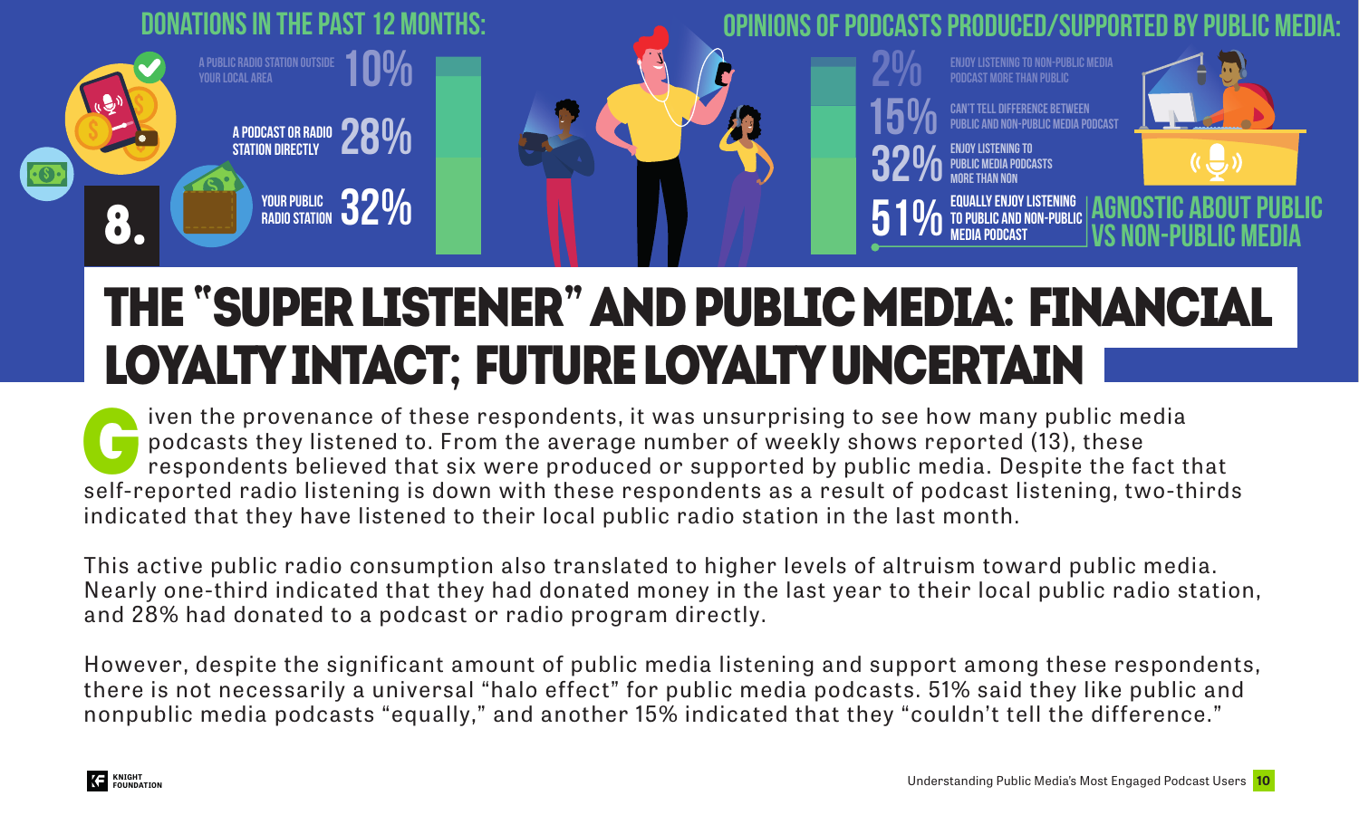## DONATIONS IN THE PAST 12 MONTHS:

| Donation | % |
| --- | --- |
| A public radio station outside your local area | 10% |
| A podcast or radio station directly | 28% |
| Your public radio station | 32% |

## OPINIONS OF PODCASTS PRODUCED/SUPPORTED BY PUBLIC MEDIA:

| Opinion | % |
| --- | --- |
| Enjoy listening to non-public media podcast more than public | 2% |
| Can't tell difference between public and non-public media podcast | 15% |
| Enjoy listening to public media podcasts more than non | 32% |
| Equally enjoy listening to public and non-public media podcast | 51% |

AGNOSTIC ABOUT PUBLIC VS NON-PUBLIC MEDIA

# 8. THE "SUPER LISTENER" AND PUBLIC MEDIA: FINANCIAL LOYALTY INTACT; FUTURE LOYALTY UNCERTAIN

Given the provenance of these respondents, it was unsurprising to see how many public media podcasts they listened to. From the average number of weekly shows reported (13), these respondents believed that six were produced or supported by public media. Despite the fact that self-reported radio listening is down with these respondents as a result of podcast listening, two-thirds indicated that they have listened to their local public radio station in the last month.

This active public radio consumption also translated to higher levels of altruism toward public media. Nearly one-third indicated that they had donated money in the last year to their local public radio station, and 28% had donated to a podcast or radio program directly.

However, despite the significant amount of public media listening and support among these respondents, there is not necessarily a universal "halo effect" for public media podcasts. 51% said they like public and nonpublic media podcasts "equally," and another 15% indicated that they "couldn't tell the difference."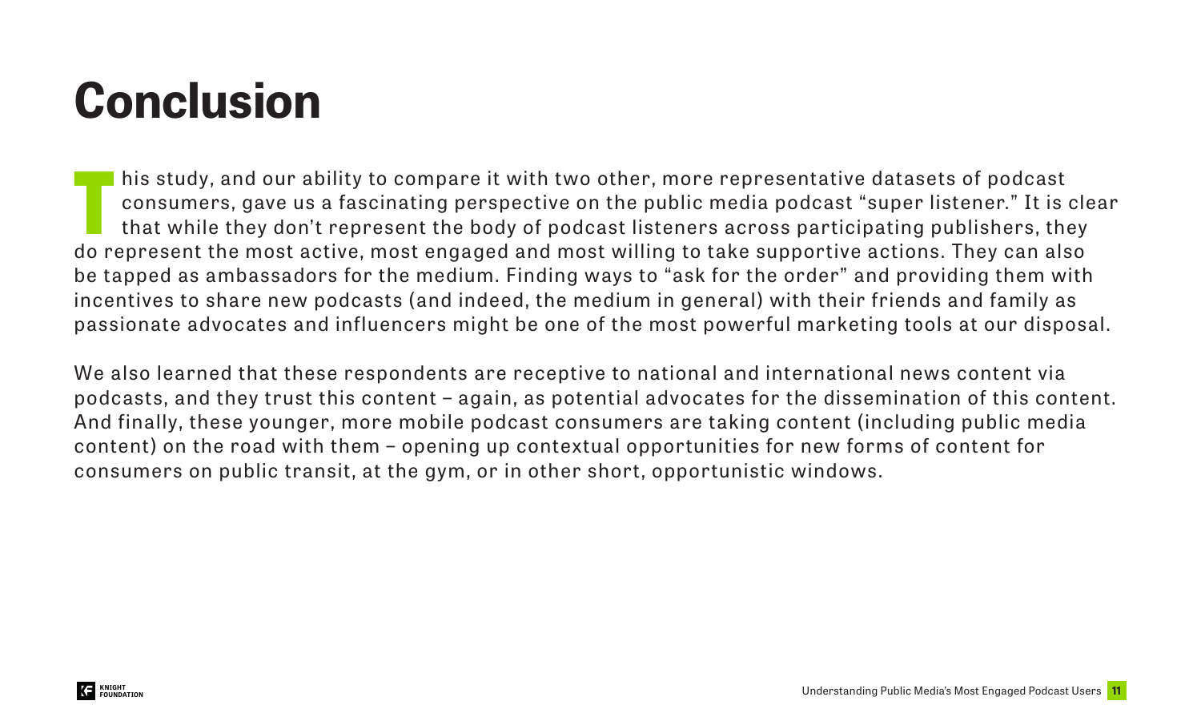# Conclusion

This study, and our ability to compare it with two other, more representative datasets of podcast consumers, gave us a fascinating perspective on the public media podcast "super listener." It is clear that while they don't represent the body of podcast listeners across participating publishers, they do represent the most active, most engaged and most willing to take supportive actions. They can also be tapped as ambassadors for the medium. Finding ways to "ask for the order" and providing them with incentives to share new podcasts (and indeed, the medium in general) with their friends and family as passionate advocates and influencers might be one of the most powerful marketing tools at our disposal.

We also learned that these respondents are receptive to national and international news content via podcasts, and they trust this content – again, as potential advocates for the dissemination of this content. And finally, these younger, more mobile podcast consumers are taking content (including public media content) on the road with them – opening up contextual opportunities for new forms of content for consumers on public transit, at the gym, or in other short, opportunistic windows.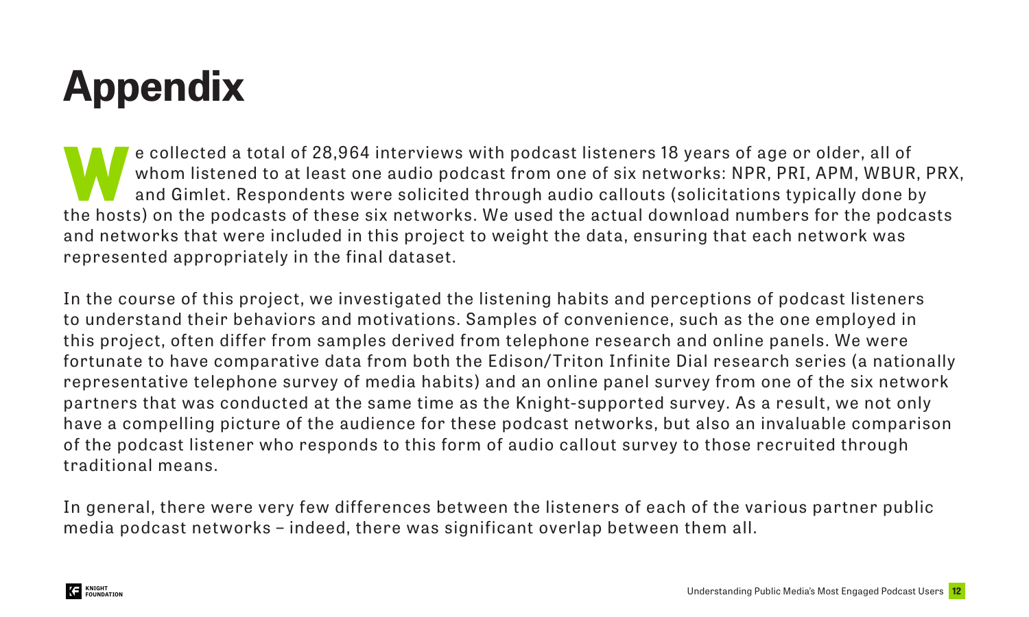# Appendix

We collected a total of 28,964 interviews with podcast listeners 18 years of age or older, all of whom listened to at least one audio podcast from one of six networks: NPR, PRI, APM, WBUR, PRX, and Gimlet. Respondents were solicited through audio callouts (solicitations typically done by the hosts) on the podcasts of these six networks. We used the actual download numbers for the podcasts and networks that were included in this project to weight the data, ensuring that each network was represented appropriately in the final dataset.

In the course of this project, we investigated the listening habits and perceptions of podcast listeners to understand their behaviors and motivations. Samples of convenience, such as the one employed in this project, often differ from samples derived from telephone research and online panels. We were fortunate to have comparative data from both the Edison/Triton Infinite Dial research series (a nationally representative telephone survey of media habits) and an online panel survey from one of the six network partners that was conducted at the same time as the Knight-supported survey. As a result, we not only have a compelling picture of the audience for these podcast networks, but also an invaluable comparison of the podcast listener who responds to this form of audio callout survey to those recruited through traditional means.

In general, there were very few differences between the listeners of each of the various partner public media podcast networks – indeed, there was significant overlap between them all.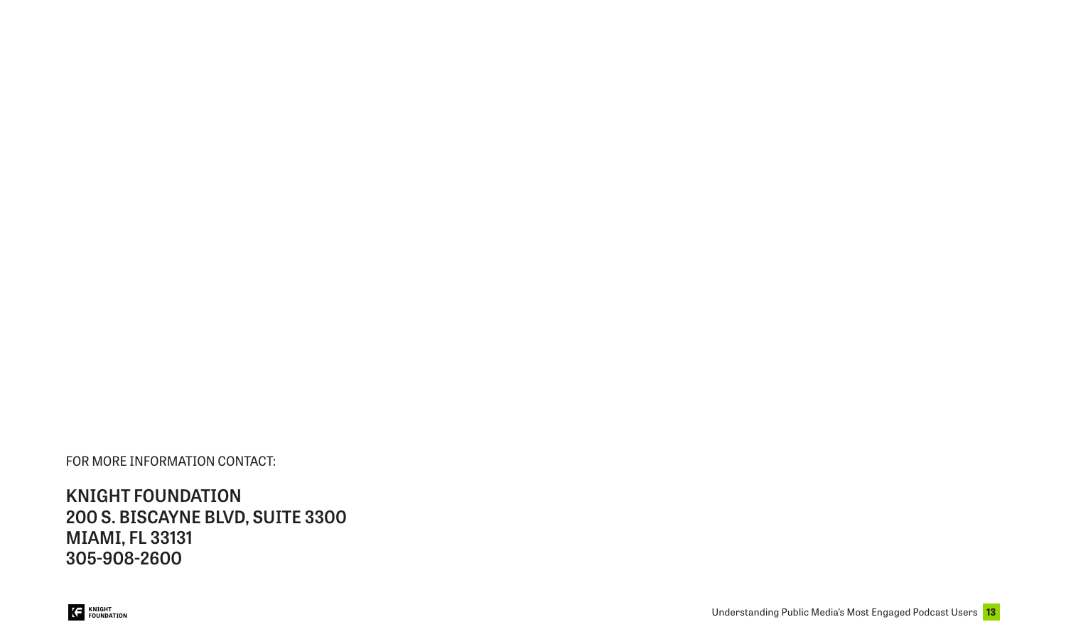FOR MORE INFORMATION CONTACT:

**KNIGHT FOUNDATION**
**200 S. BISCAYNE BLVD, SUITE 3300**
**MIAMI, FL 33131**
**305-908-2600**